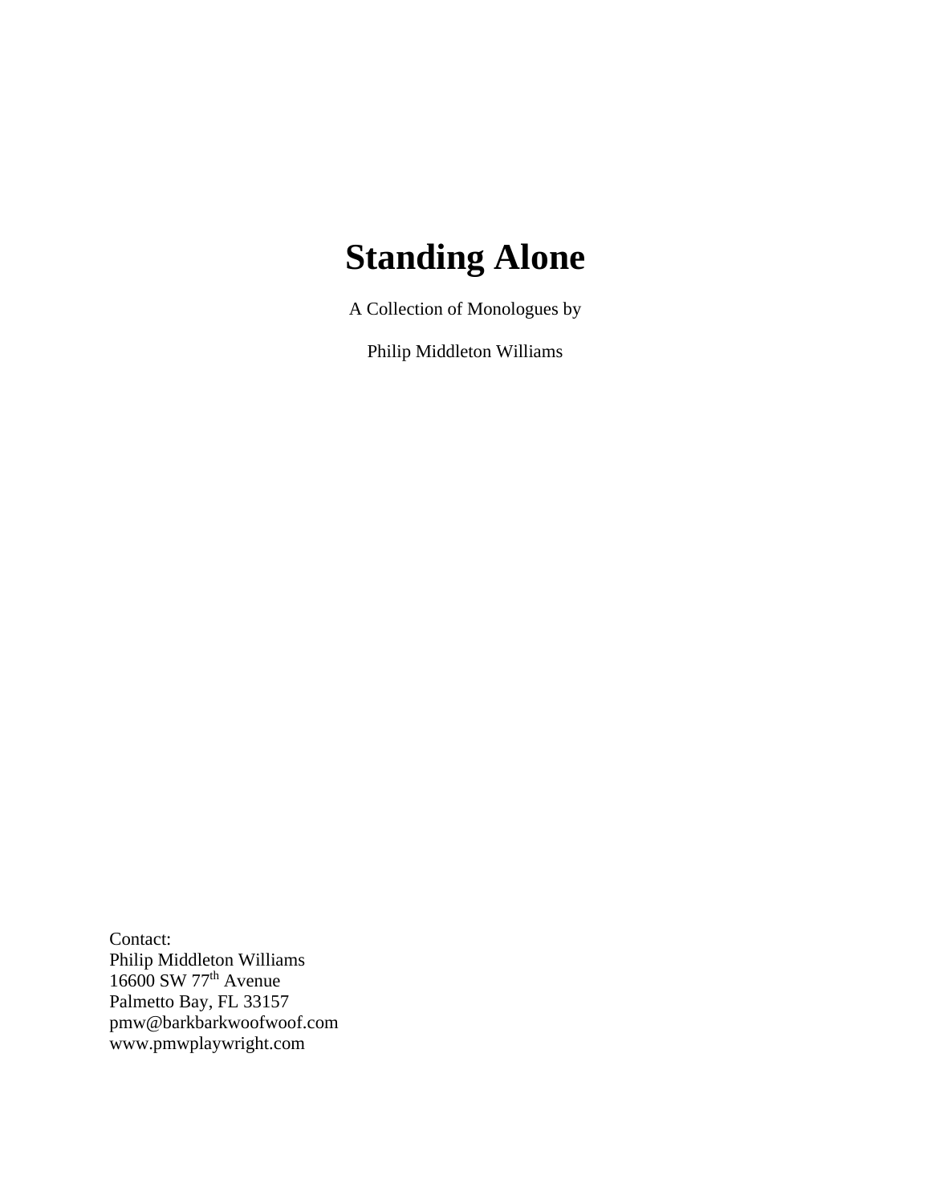# Standing Alone

A Collection of Monologues by

Philip Middleton Williams

Contact:
Philip Middleton Williams
16600 SW 77th Avenue
Palmetto Bay, FL 33157
pmw@barkbarkwoofwoof.com
www.pmwplaywright.com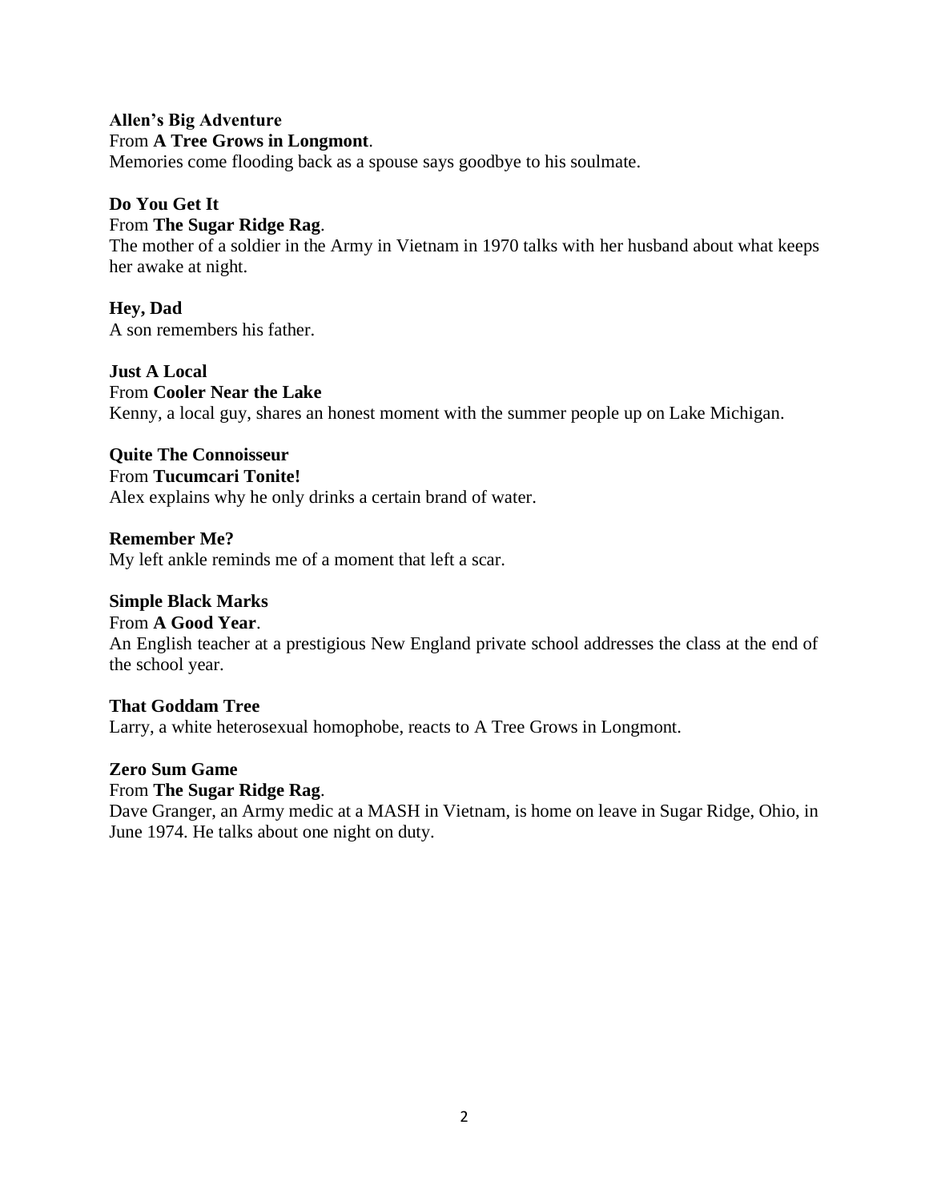**Allen's Big Adventure**
From **A Tree Grows in Longmont**.
Memories come flooding back as a spouse says goodbye to his soulmate.

**Do You Get It**
From **The Sugar Ridge Rag**.
The mother of a soldier in the Army in Vietnam in 1970 talks with her husband about what keeps her awake at night.

**Hey, Dad**
A son remembers his father.

**Just A Local**
From **Cooler Near the Lake**
Kenny, a local guy, shares an honest moment with the summer people up on Lake Michigan.

**Quite The Connoisseur**
From **Tucumcari Tonite!**
Alex explains why he only drinks a certain brand of water.

**Remember Me?**
My left ankle reminds me of a moment that left a scar.

**Simple Black Marks**
From **A Good Year**.
An English teacher at a prestigious New England private school addresses the class at the end of the school year.

**That Goddam Tree**
Larry, a white heterosexual homophobe, reacts to A Tree Grows in Longmont.

**Zero Sum Game**
From **The Sugar Ridge Rag**.
Dave Granger, an Army medic at a MASH in Vietnam, is home on leave in Sugar Ridge, Ohio, in June 1974. He talks about one night on duty.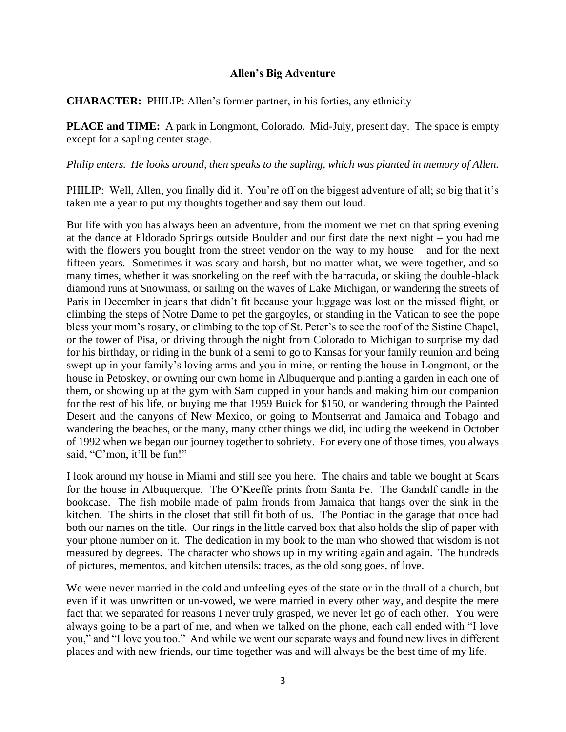**Allen's Big Adventure**

**CHARACTER:** PHILIP: Allen's former partner, in his forties, any ethnicity

**PLACE and TIME:** A park in Longmont, Colorado. Mid-July, present day. The space is empty except for a sapling center stage.

*Philip enters. He looks around, then speaks to the sapling, which was planted in memory of Allen.*

PHILIP: Well, Allen, you finally did it. You're off on the biggest adventure of all; so big that it's taken me a year to put my thoughts together and say them out loud.

But life with you has always been an adventure, from the moment we met on that spring evening at the dance at Eldorado Springs outside Boulder and our first date the next night – you had me with the flowers you bought from the street vendor on the way to my house – and for the next fifteen years. Sometimes it was scary and harsh, but no matter what, we were together, and so many times, whether it was snorkeling on the reef with the barracuda, or skiing the double-black diamond runs at Snowmass, or sailing on the waves of Lake Michigan, or wandering the streets of Paris in December in jeans that didn't fit because your luggage was lost on the missed flight, or climbing the steps of Notre Dame to pet the gargoyles, or standing in the Vatican to see the pope bless your mom's rosary, or climbing to the top of St. Peter's to see the roof of the Sistine Chapel, or the tower of Pisa, or driving through the night from Colorado to Michigan to surprise my dad for his birthday, or riding in the bunk of a semi to go to Kansas for your family reunion and being swept up in your family's loving arms and you in mine, or renting the house in Longmont, or the house in Petoskey, or owning our own home in Albuquerque and planting a garden in each one of them, or showing up at the gym with Sam cupped in your hands and making him our companion for the rest of his life, or buying me that 1959 Buick for $150, or wandering through the Painted Desert and the canyons of New Mexico, or going to Montserrat and Jamaica and Tobago and wandering the beaches, or the many, many other things we did, including the weekend in October of 1992 when we began our journey together to sobriety. For every one of those times, you always said, "C'mon, it'll be fun!"

I look around my house in Miami and still see you here. The chairs and table we bought at Sears for the house in Albuquerque. The O'Keeffe prints from Santa Fe. The Gandalf candle in the bookcase. The fish mobile made of palm fronds from Jamaica that hangs over the sink in the kitchen. The shirts in the closet that still fit both of us. The Pontiac in the garage that once had both our names on the title. Our rings in the little carved box that also holds the slip of paper with your phone number on it. The dedication in my book to the man who showed that wisdom is not measured by degrees. The character who shows up in my writing again and again. The hundreds of pictures, mementos, and kitchen utensils: traces, as the old song goes, of love.

We were never married in the cold and unfeeling eyes of the state or in the thrall of a church, but even if it was unwritten or un-vowed, we were married in every other way, and despite the mere fact that we separated for reasons I never truly grasped, we never let go of each other. You were always going to be a part of me, and when we talked on the phone, each call ended with "I love you," and "I love you too." And while we went our separate ways and found new lives in different places and with new friends, our time together was and will always be the best time of my life.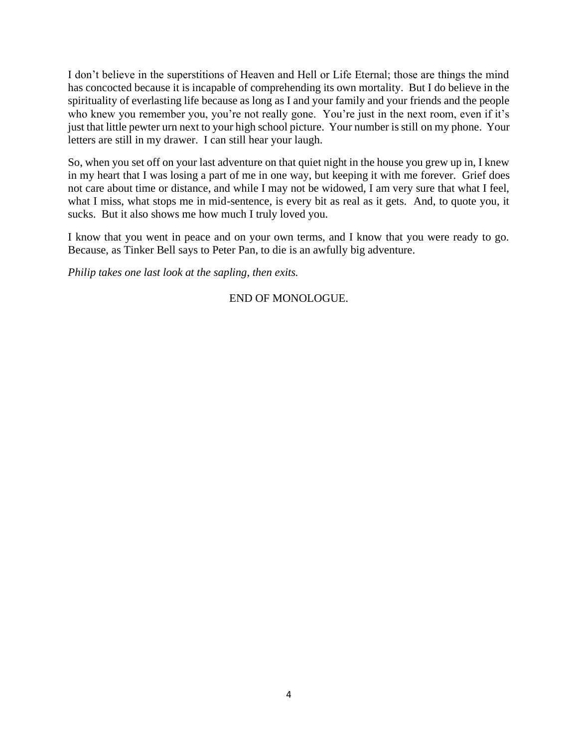I don't believe in the superstitions of Heaven and Hell or Life Eternal; those are things the mind has concocted because it is incapable of comprehending its own mortality. But I do believe in the spirituality of everlasting life because as long as I and your family and your friends and the people who knew you remember you, you're not really gone. You're just in the next room, even if it's just that little pewter urn next to your high school picture. Your number is still on my phone. Your letters are still in my drawer. I can still hear your laugh.

So, when you set off on your last adventure on that quiet night in the house you grew up in, I knew in my heart that I was losing a part of me in one way, but keeping it with me forever. Grief does not care about time or distance, and while I may not be widowed, I am very sure that what I feel, what I miss, what stops me in mid-sentence, is every bit as real as it gets. And, to quote you, it sucks. But it also shows me how much I truly loved you.

I know that you went in peace and on your own terms, and I know that you were ready to go. Because, as Tinker Bell says to Peter Pan, to die is an awfully big adventure.

*Philip takes one last look at the sapling, then exits.*

END OF MONOLOGUE.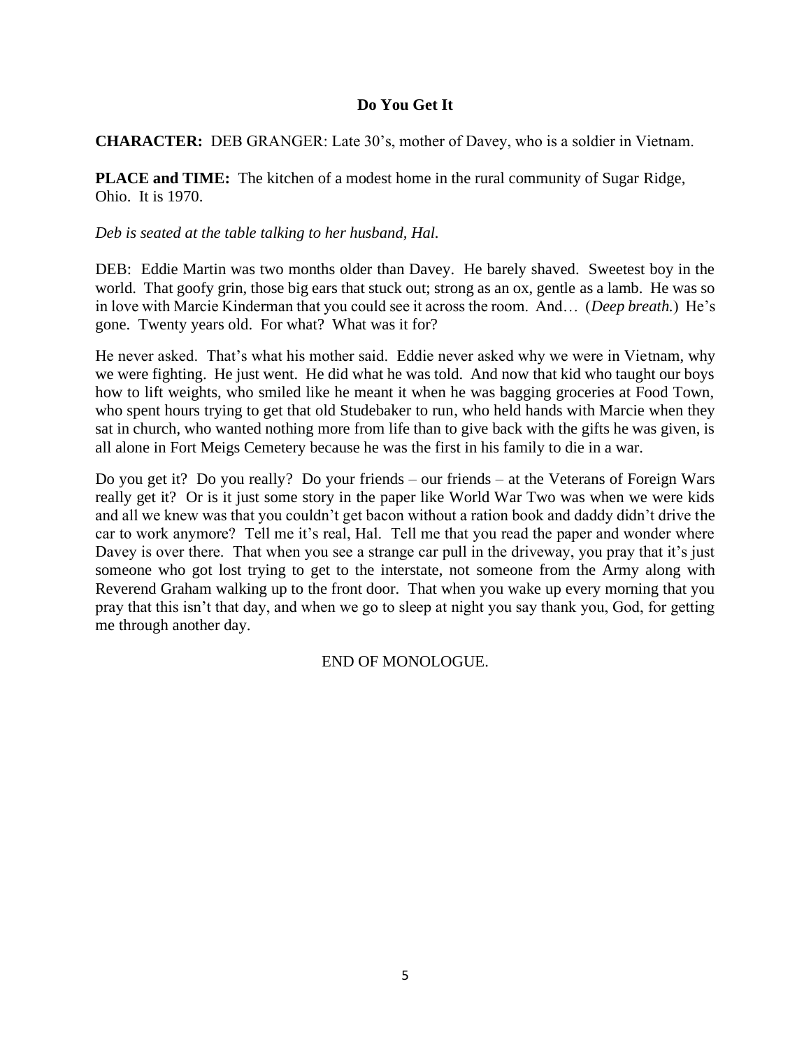**Do You Get It**

**CHARACTER:** DEB GRANGER: Late 30's, mother of Davey, who is a soldier in Vietnam.

**PLACE and TIME:** The kitchen of a modest home in the rural community of Sugar Ridge, Ohio. It is 1970.

*Deb is seated at the table talking to her husband, Hal.*

DEB: Eddie Martin was two months older than Davey. He barely shaved. Sweetest boy in the world. That goofy grin, those big ears that stuck out; strong as an ox, gentle as a lamb. He was so in love with Marcie Kinderman that you could see it across the room. And… (*Deep breath.*) He's gone. Twenty years old. For what? What was it for?

He never asked. That's what his mother said. Eddie never asked why we were in Vietnam, why we were fighting. He just went. He did what he was told. And now that kid who taught our boys how to lift weights, who smiled like he meant it when he was bagging groceries at Food Town, who spent hours trying to get that old Studebaker to run, who held hands with Marcie when they sat in church, who wanted nothing more from life than to give back with the gifts he was given, is all alone in Fort Meigs Cemetery because he was the first in his family to die in a war.

Do you get it? Do you really? Do your friends – our friends – at the Veterans of Foreign Wars really get it? Or is it just some story in the paper like World War Two was when we were kids and all we knew was that you couldn't get bacon without a ration book and daddy didn't drive the car to work anymore? Tell me it's real, Hal. Tell me that you read the paper and wonder where Davey is over there. That when you see a strange car pull in the driveway, you pray that it's just someone who got lost trying to get to the interstate, not someone from the Army along with Reverend Graham walking up to the front door. That when you wake up every morning that you pray that this isn't that day, and when we go to sleep at night you say thank you, God, for getting me through another day.

END OF MONOLOGUE.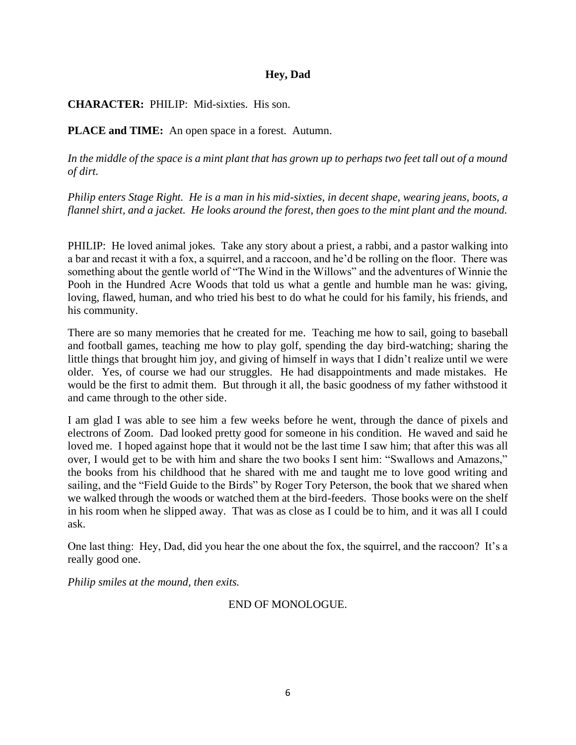**Hey, Dad**

**CHARACTER:** PHILIP: Mid-sixties. His son.

**PLACE and TIME:** An open space in a forest. Autumn.

*In the middle of the space is a mint plant that has grown up to perhaps two feet tall out of a mound of dirt.*

*Philip enters Stage Right. He is a man in his mid-sixties, in decent shape, wearing jeans, boots, a flannel shirt, and a jacket. He looks around the forest, then goes to the mint plant and the mound.*

PHILIP: He loved animal jokes. Take any story about a priest, a rabbi, and a pastor walking into a bar and recast it with a fox, a squirrel, and a raccoon, and he'd be rolling on the floor. There was something about the gentle world of "The Wind in the Willows" and the adventures of Winnie the Pooh in the Hundred Acre Woods that told us what a gentle and humble man he was: giving, loving, flawed, human, and who tried his best to do what he could for his family, his friends, and his community.

There are so many memories that he created for me. Teaching me how to sail, going to baseball and football games, teaching me how to play golf, spending the day bird-watching; sharing the little things that brought him joy, and giving of himself in ways that I didn't realize until we were older. Yes, of course we had our struggles. He had disappointments and made mistakes. He would be the first to admit them. But through it all, the basic goodness of my father withstood it and came through to the other side.

I am glad I was able to see him a few weeks before he went, through the dance of pixels and electrons of Zoom. Dad looked pretty good for someone in his condition. He waved and said he loved me. I hoped against hope that it would not be the last time I saw him; that after this was all over, I would get to be with him and share the two books I sent him: "Swallows and Amazons," the books from his childhood that he shared with me and taught me to love good writing and sailing, and the "Field Guide to the Birds" by Roger Tory Peterson, the book that we shared when we walked through the woods or watched them at the bird-feeders. Those books were on the shelf in his room when he slipped away. That was as close as I could be to him, and it was all I could ask.

One last thing: Hey, Dad, did you hear the one about the fox, the squirrel, and the raccoon? It's a really good one.

*Philip smiles at the mound, then exits.*

END OF MONOLOGUE.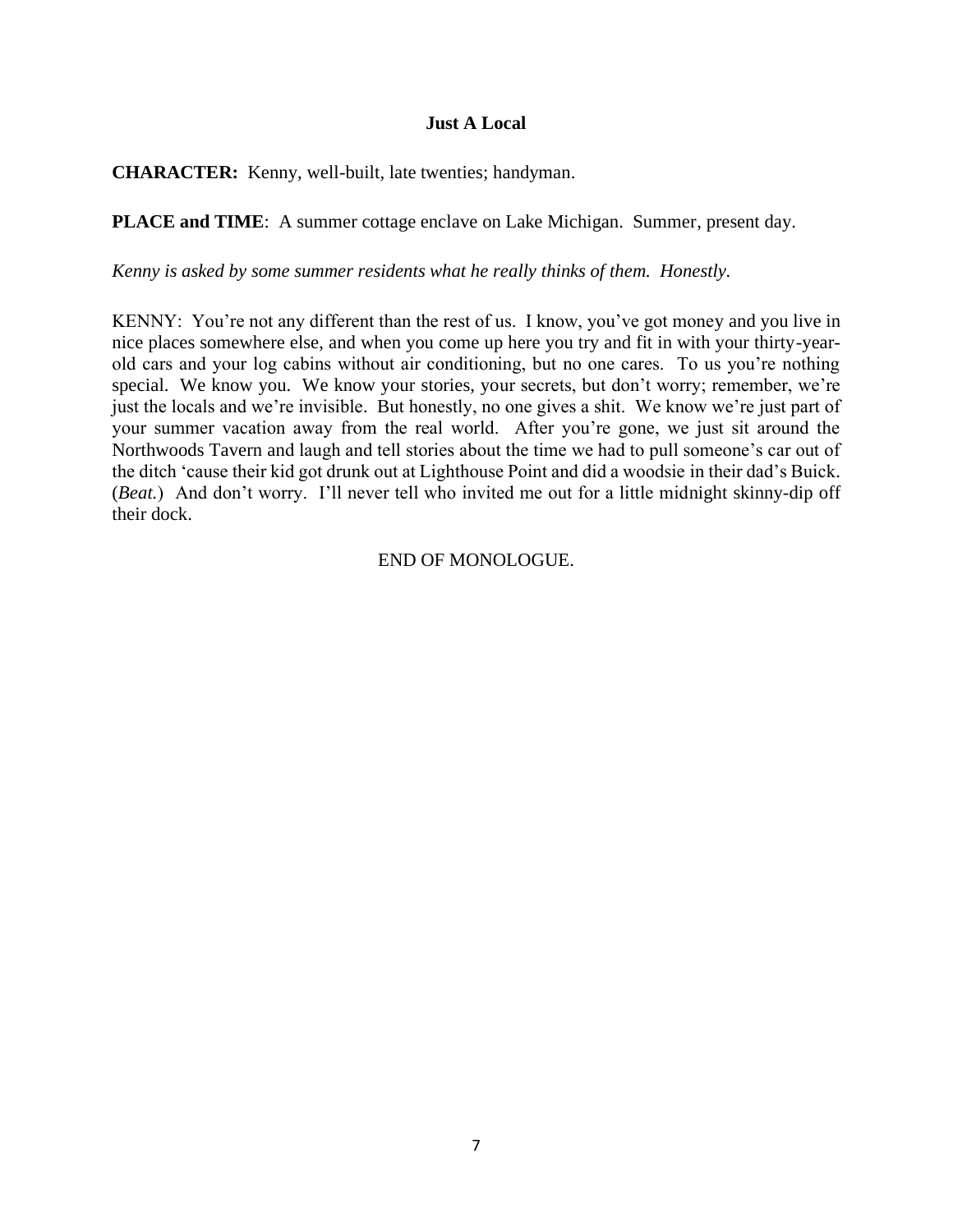## Just A Local

**CHARACTER:** Kenny, well-built, late twenties; handyman.

**PLACE and TIME**: A summer cottage enclave on Lake Michigan. Summer, present day.

*Kenny is asked by some summer residents what he really thinks of them. Honestly.*

KENNY: You're not any different than the rest of us. I know, you've got money and you live in nice places somewhere else, and when you come up here you try and fit in with your thirty-year-old cars and your log cabins without air conditioning, but no one cares. To us you're nothing special. We know you. We know your stories, your secrets, but don't worry; remember, we're just the locals and we're invisible. But honestly, no one gives a shit. We know we're just part of your summer vacation away from the real world. After you're gone, we just sit around the Northwoods Tavern and laugh and tell stories about the time we had to pull someone's car out of the ditch 'cause their kid got drunk out at Lighthouse Point and did a woodsie in their dad's Buick. (*Beat.*) And don't worry. I'll never tell who invited me out for a little midnight skinny-dip off their dock.

END OF MONOLOGUE.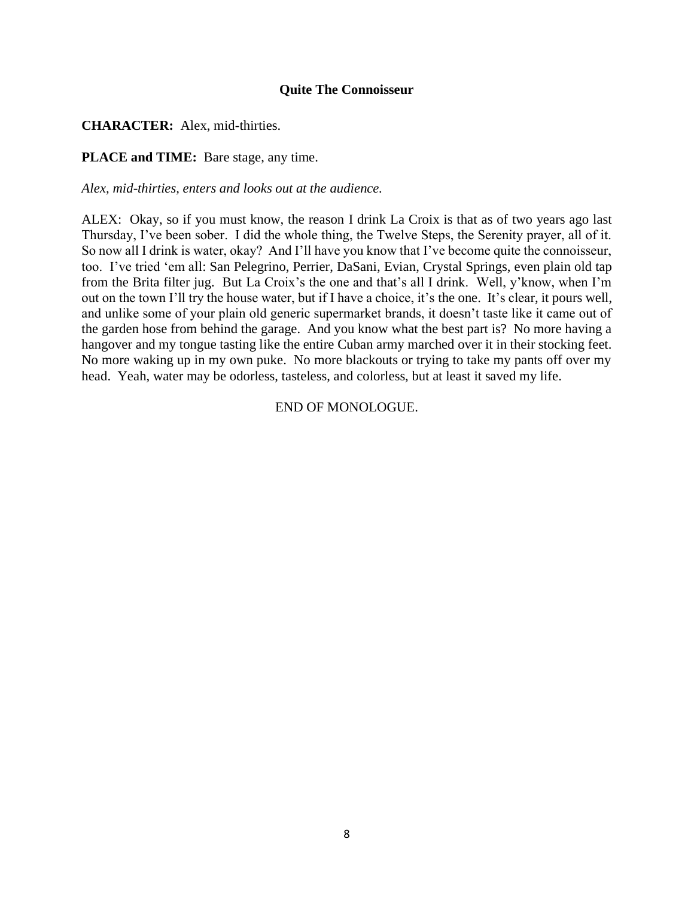**Quite The Connoisseur**

**CHARACTER:** Alex, mid-thirties.

**PLACE and TIME:** Bare stage, any time.

*Alex, mid-thirties, enters and looks out at the audience.*

ALEX: Okay, so if you must know, the reason I drink La Croix is that as of two years ago last Thursday, I've been sober. I did the whole thing, the Twelve Steps, the Serenity prayer, all of it. So now all I drink is water, okay? And I'll have you know that I've become quite the connoisseur, too. I've tried 'em all: San Pelegrino, Perrier, DaSani, Evian, Crystal Springs, even plain old tap from the Brita filter jug. But La Croix's the one and that's all I drink. Well, y'know, when I'm out on the town I'll try the house water, but if I have a choice, it's the one. It's clear, it pours well, and unlike some of your plain old generic supermarket brands, it doesn't taste like it came out of the garden hose from behind the garage. And you know what the best part is? No more having a hangover and my tongue tasting like the entire Cuban army marched over it in their stocking feet. No more waking up in my own puke. No more blackouts or trying to take my pants off over my head. Yeah, water may be odorless, tasteless, and colorless, but at least it saved my life.

END OF MONOLOGUE.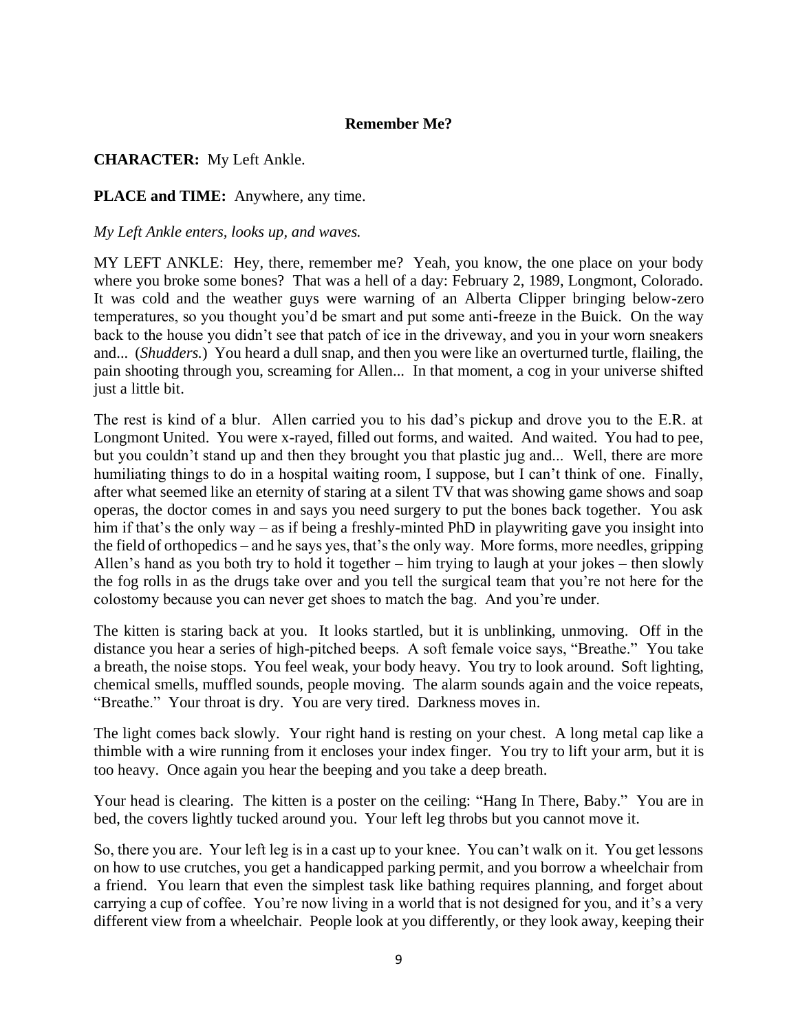**Remember Me?**

**CHARACTER:** My Left Ankle.

**PLACE and TIME:** Anywhere, any time.

*My Left Ankle enters, looks up, and waves.*

MY LEFT ANKLE: Hey, there, remember me? Yeah, you know, the one place on your body where you broke some bones? That was a hell of a day: February 2, 1989, Longmont, Colorado. It was cold and the weather guys were warning of an Alberta Clipper bringing below-zero temperatures, so you thought you'd be smart and put some anti-freeze in the Buick. On the way back to the house you didn't see that patch of ice in the driveway, and you in your worn sneakers and... (*Shudders.*) You heard a dull snap, and then you were like an overturned turtle, flailing, the pain shooting through you, screaming for Allen... In that moment, a cog in your universe shifted just a little bit.

The rest is kind of a blur. Allen carried you to his dad's pickup and drove you to the E.R. at Longmont United. You were x-rayed, filled out forms, and waited. And waited. You had to pee, but you couldn't stand up and then they brought you that plastic jug and... Well, there are more humiliating things to do in a hospital waiting room, I suppose, but I can't think of one. Finally, after what seemed like an eternity of staring at a silent TV that was showing game shows and soap operas, the doctor comes in and says you need surgery to put the bones back together. You ask him if that's the only way – as if being a freshly-minted PhD in playwriting gave you insight into the field of orthopedics – and he says yes, that's the only way. More forms, more needles, gripping Allen's hand as you both try to hold it together – him trying to laugh at your jokes – then slowly the fog rolls in as the drugs take over and you tell the surgical team that you're not here for the colostomy because you can never get shoes to match the bag. And you're under.

The kitten is staring back at you. It looks startled, but it is unblinking, unmoving. Off in the distance you hear a series of high-pitched beeps. A soft female voice says, "Breathe." You take a breath, the noise stops. You feel weak, your body heavy. You try to look around. Soft lighting, chemical smells, muffled sounds, people moving. The alarm sounds again and the voice repeats, "Breathe." Your throat is dry. You are very tired. Darkness moves in.

The light comes back slowly. Your right hand is resting on your chest. A long metal cap like a thimble with a wire running from it encloses your index finger. You try to lift your arm, but it is too heavy. Once again you hear the beeping and you take a deep breath.

Your head is clearing. The kitten is a poster on the ceiling: "Hang In There, Baby." You are in bed, the covers lightly tucked around you. Your left leg throbs but you cannot move it.

So, there you are. Your left leg is in a cast up to your knee. You can't walk on it. You get lessons on how to use crutches, you get a handicapped parking permit, and you borrow a wheelchair from a friend. You learn that even the simplest task like bathing requires planning, and forget about carrying a cup of coffee. You're now living in a world that is not designed for you, and it's a very different view from a wheelchair. People look at you differently, or they look away, keeping their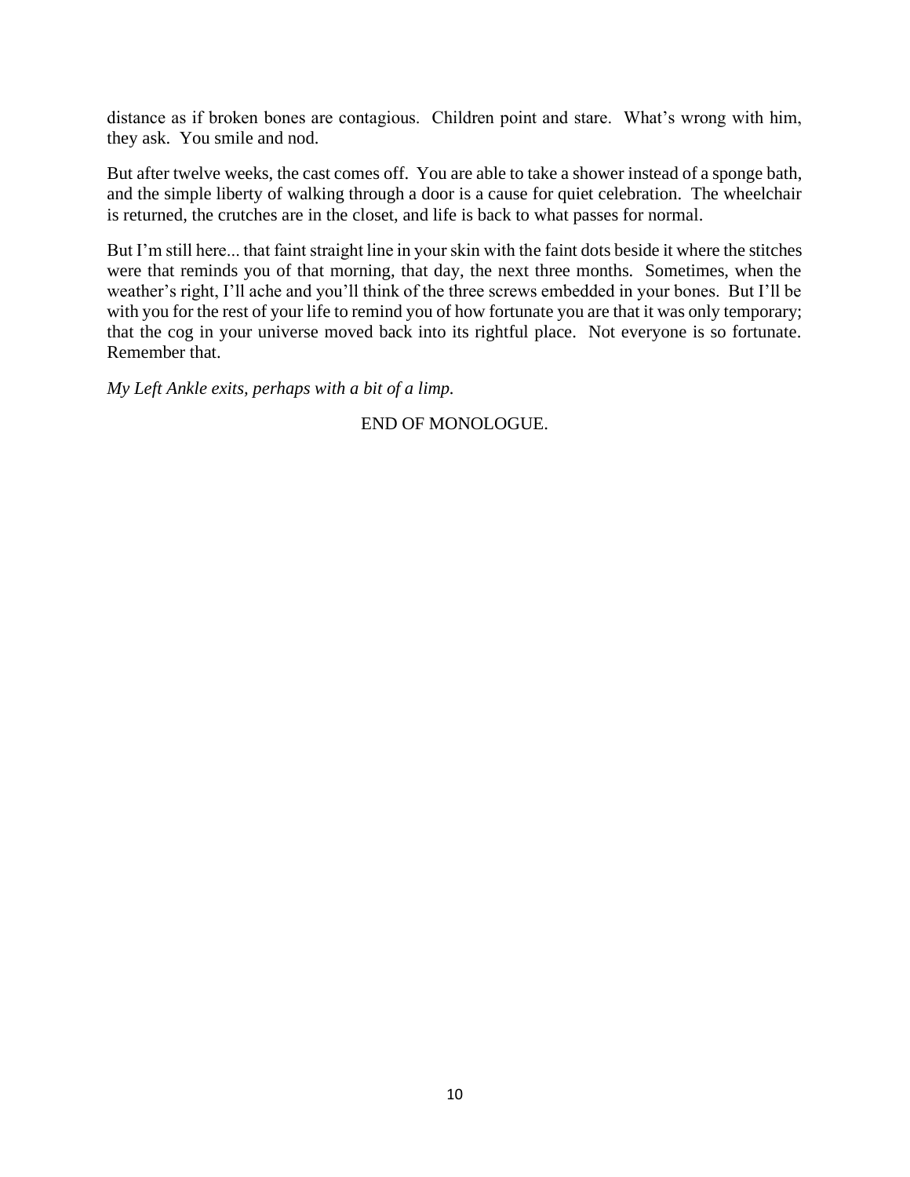distance as if broken bones are contagious. Children point and stare. What's wrong with him, they ask. You smile and nod.

But after twelve weeks, the cast comes off. You are able to take a shower instead of a sponge bath, and the simple liberty of walking through a door is a cause for quiet celebration. The wheelchair is returned, the crutches are in the closet, and life is back to what passes for normal.

But I'm still here... that faint straight line in your skin with the faint dots beside it where the stitches were that reminds you of that morning, that day, the next three months. Sometimes, when the weather's right, I'll ache and you'll think of the three screws embedded in your bones. But I'll be with you for the rest of your life to remind you of how fortunate you are that it was only temporary; that the cog in your universe moved back into its rightful place. Not everyone is so fortunate. Remember that.

*My Left Ankle exits, perhaps with a bit of a limp.*

END OF MONOLOGUE.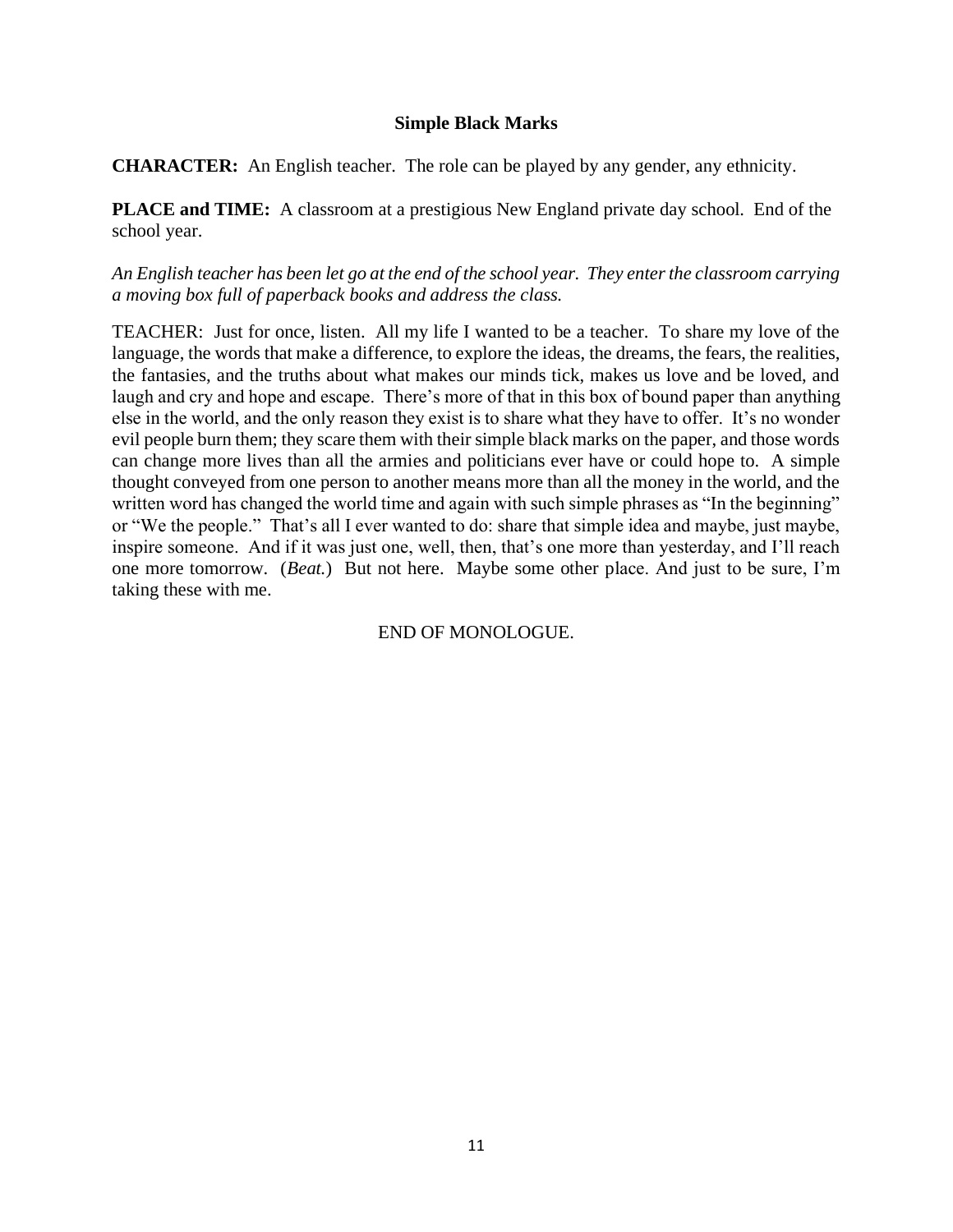# Simple Black Marks

**CHARACTER:** An English teacher. The role can be played by any gender, any ethnicity.

**PLACE and TIME:** A classroom at a prestigious New England private day school. End of the school year.

*An English teacher has been let go at the end of the school year. They enter the classroom carrying a moving box full of paperback books and address the class.*

TEACHER: Just for once, listen. All my life I wanted to be a teacher. To share my love of the language, the words that make a difference, to explore the ideas, the dreams, the fears, the realities, the fantasies, and the truths about what makes our minds tick, makes us love and be loved, and laugh and cry and hope and escape. There's more of that in this box of bound paper than anything else in the world, and the only reason they exist is to share what they have to offer. It's no wonder evil people burn them; they scare them with their simple black marks on the paper, and those words can change more lives than all the armies and politicians ever have or could hope to. A simple thought conveyed from one person to another means more than all the money in the world, and the written word has changed the world time and again with such simple phrases as "In the beginning" or "We the people." That's all I ever wanted to do: share that simple idea and maybe, just maybe, inspire someone. And if it was just one, well, then, that's one more than yesterday, and I'll reach one more tomorrow. (*Beat.*) But not here. Maybe some other place. And just to be sure, I'm taking these with me.

END OF MONOLOGUE.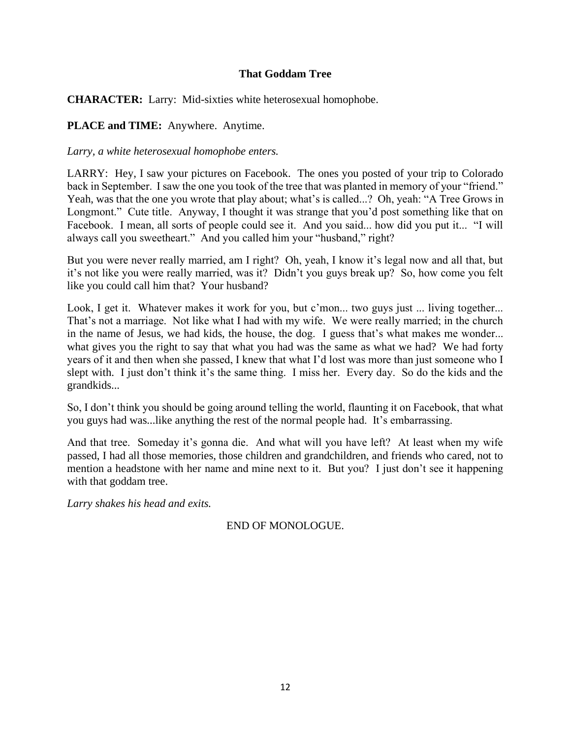**That Goddam Tree**

**CHARACTER:** Larry: Mid-sixties white heterosexual homophobe.

**PLACE and TIME:** Anywhere. Anytime.

*Larry, a white heterosexual homophobe enters.*

LARRY: Hey, I saw your pictures on Facebook. The ones you posted of your trip to Colorado back in September. I saw the one you took of the tree that was planted in memory of your "friend." Yeah, was that the one you wrote that play about; what's is called...? Oh, yeah: "A Tree Grows in Longmont." Cute title. Anyway, I thought it was strange that you'd post something like that on Facebook. I mean, all sorts of people could see it. And you said... how did you put it... "I will always call you sweetheart." And you called him your "husband," right?

But you were never really married, am I right? Oh, yeah, I know it's legal now and all that, but it's not like you were really married, was it? Didn't you guys break up? So, how come you felt like you could call him that? Your husband?

Look, I get it. Whatever makes it work for you, but c'mon... two guys just ... living together... That's not a marriage. Not like what I had with my wife. We were really married; in the church in the name of Jesus, we had kids, the house, the dog. I guess that's what makes me wonder... what gives you the right to say that what you had was the same as what we had? We had forty years of it and then when she passed, I knew that what I'd lost was more than just someone who I slept with. I just don't think it's the same thing. I miss her. Every day. So do the kids and the grandkids...

So, I don't think you should be going around telling the world, flaunting it on Facebook, that what you guys had was...like anything the rest of the normal people had. It's embarrassing.

And that tree. Someday it's gonna die. And what will you have left? At least when my wife passed, I had all those memories, those children and grandchildren, and friends who cared, not to mention a headstone with her name and mine next to it. But you? I just don't see it happening with that goddam tree.

*Larry shakes his head and exits.*

END OF MONOLOGUE.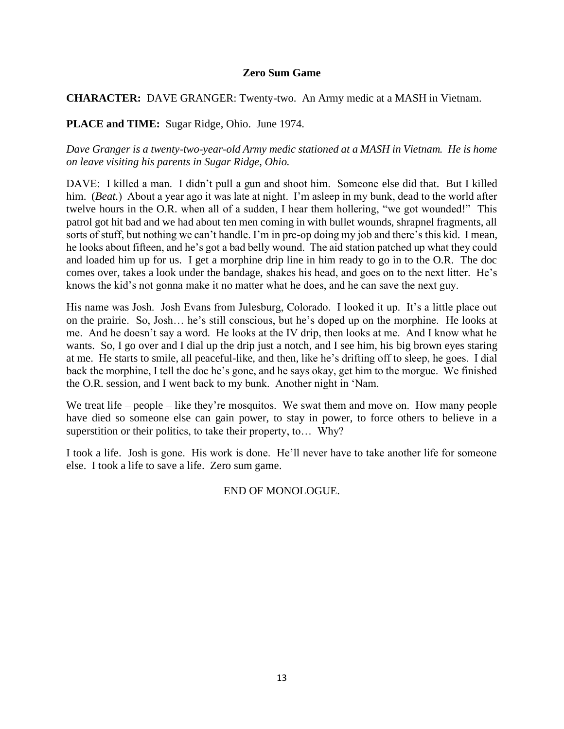**Zero Sum Game**

**CHARACTER:** DAVE GRANGER: Twenty-two. An Army medic at a MASH in Vietnam.

**PLACE and TIME:** Sugar Ridge, Ohio. June 1974.

*Dave Granger is a twenty-two-year-old Army medic stationed at a MASH in Vietnam. He is home on leave visiting his parents in Sugar Ridge, Ohio.*

DAVE: I killed a man. I didn't pull a gun and shoot him. Someone else did that. But I killed him. (*Beat.*) About a year ago it was late at night. I'm asleep in my bunk, dead to the world after twelve hours in the O.R. when all of a sudden, I hear them hollering, "we got wounded!" This patrol got hit bad and we had about ten men coming in with bullet wounds, shrapnel fragments, all sorts of stuff, but nothing we can't handle. I'm in pre-op doing my job and there's this kid. I mean, he looks about fifteen, and he's got a bad belly wound. The aid station patched up what they could and loaded him up for us. I get a morphine drip line in him ready to go in to the O.R. The doc comes over, takes a look under the bandage, shakes his head, and goes on to the next litter. He's knows the kid's not gonna make it no matter what he does, and he can save the next guy.

His name was Josh. Josh Evans from Julesburg, Colorado. I looked it up. It's a little place out on the prairie. So, Josh… he's still conscious, but he's doped up on the morphine. He looks at me. And he doesn't say a word. He looks at the IV drip, then looks at me. And I know what he wants. So, I go over and I dial up the drip just a notch, and I see him, his big brown eyes staring at me. He starts to smile, all peaceful-like, and then, like he's drifting off to sleep, he goes. I dial back the morphine, I tell the doc he's gone, and he says okay, get him to the morgue. We finished the O.R. session, and I went back to my bunk. Another night in 'Nam.

We treat life – people – like they're mosquitos. We swat them and move on. How many people have died so someone else can gain power, to stay in power, to force others to believe in a superstition or their politics, to take their property, to… Why?

I took a life. Josh is gone. His work is done. He'll never have to take another life for someone else. I took a life to save a life. Zero sum game.

END OF MONOLOGUE.